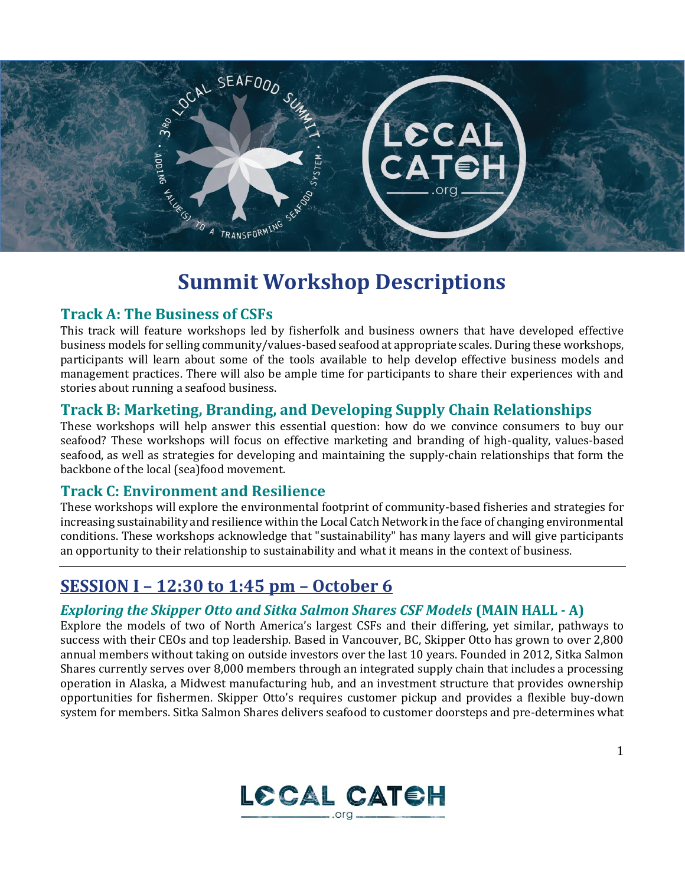# Summit Workshop Descriptions

## Track A: The Business of CSFs

This track will feature workshops led by fisherfolk and business owners that have developed effective business models for selling community/values-based seafood at appropriate scales. During these workshops, participants will learn about some of the tools available to help develop effective business models and management practices. There will also be ample time for participants to share their experiences with and stories about running a seafood business.

## Track B: Marketing, Branding, and Developing Supply Chain Relationships

These workshops will help answer this essential question: how do we convince consumers to buy our seafood? These workshops will focus on effective marketing and branding of high-quality, values-based seafood, as well as strategies for developing and maintaining the supply-chain relationships that form the backbone of the local (sea)food movement.

## Track C: Environment and Resilience

These workshops will explore the environmental footprint of community-based fisheries and strategies for increasing sustainability and resilience within the Local Catch Network in the face of changing environmental conditions. These workshops acknowledge that "sustainability" has many layers and will give participants an opportunity to their relationship to sustainability and what it means in the context of business.

---

## SESSION I – 12:30 to 1:45 pm – October 6

### *Exploring the Skipper Otto and Sitka Salmon Shares CSF Models* (MAIN HALL - A)

Explore the models of two of North America's largest CSFs and their differing, yet similar, pathways to success with their CEOs and top leadership. Based in Vancouver, BC, Skipper Otto has grown to over 2,800 annual members without taking on outside investors over the last 10 years. Founded in 2012, Sitka Salmon Shares currently serves over 8,000 members through an integrated supply chain that includes a processing operation in Alaska, a Midwest manufacturing hub, and an investment structure that provides ownership opportunities for fishermen. Skipper Otto's requires customer pickup and provides a flexible buy-down system for members. Sitka Salmon Shares delivers seafood to customer doorsteps and pre-determines what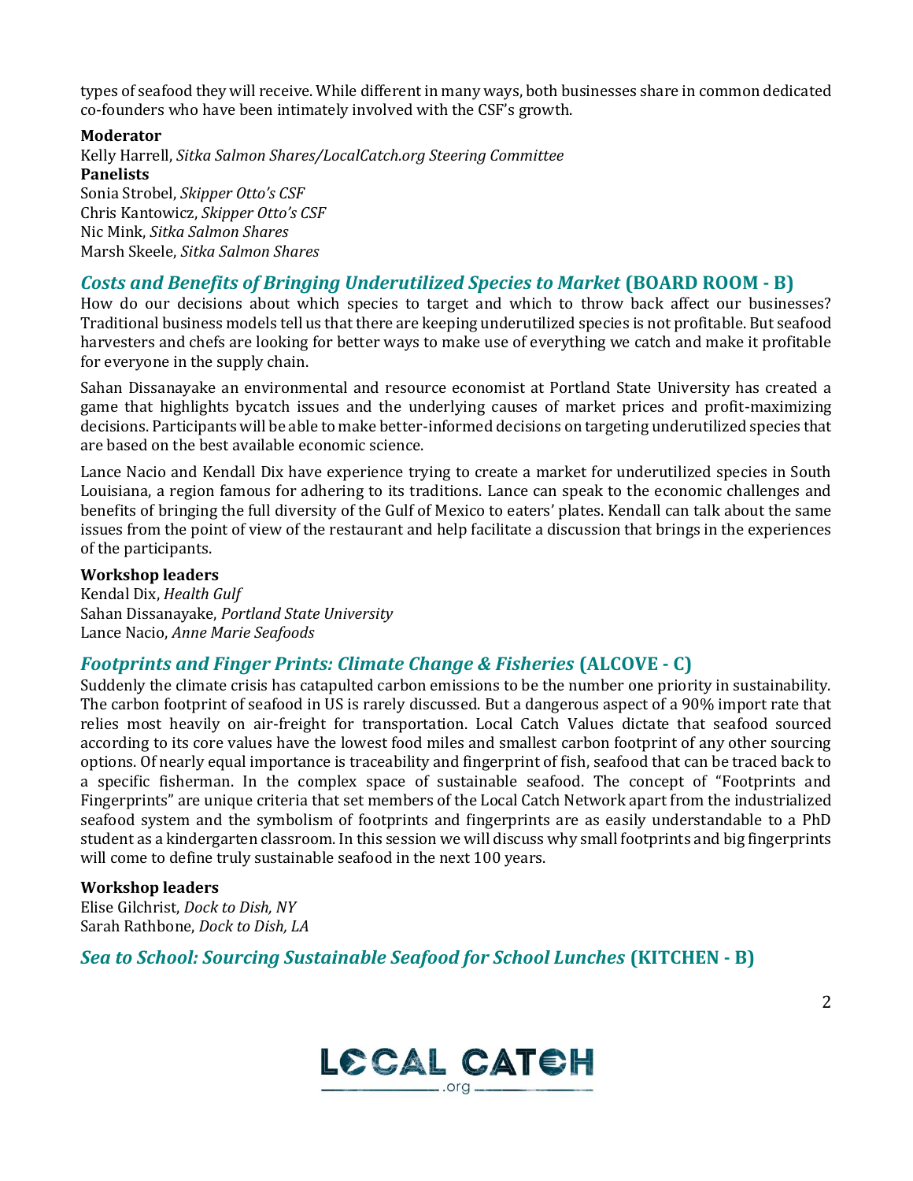types of seafood they will receive. While different in many ways, both businesses share in common dedicated co-founders who have been intimately involved with the CSF's growth.

**Moderator**
Kelly Harrell, *Sitka Salmon Shares/LocalCatch.org Steering Committee*
**Panelists**
Sonia Strobel, *Skipper Otto's CSF*
Chris Kantowicz, *Skipper Otto's CSF*
Nic Mink, *Sitka Salmon Shares*
Marsh Skeele, *Sitka Salmon Shares*

## *Costs and Benefits of Bringing Underutilized Species to Market* (BOARD ROOM - B)

How do our decisions about which species to target and which to throw back affect our businesses? Traditional business models tell us that there are keeping underutilized species is not profitable. But seafood harvesters and chefs are looking for better ways to make use of everything we catch and make it profitable for everyone in the supply chain.

Sahan Dissanayake an environmental and resource economist at Portland State University has created a game that highlights bycatch issues and the underlying causes of market prices and profit-maximizing decisions. Participants will be able to make better-informed decisions on targeting underutilized species that are based on the best available economic science.

Lance Nacio and Kendall Dix have experience trying to create a market for underutilized species in South Louisiana, a region famous for adhering to its traditions. Lance can speak to the economic challenges and benefits of bringing the full diversity of the Gulf of Mexico to eaters' plates. Kendall can talk about the same issues from the point of view of the restaurant and help facilitate a discussion that brings in the experiences of the participants.

**Workshop leaders**
Kendal Dix, *Health Gulf*
Sahan Dissanayake, *Portland State University*
Lance Nacio, *Anne Marie Seafoods*

## *Footprints and Finger Prints: Climate Change & Fisheries* (ALCOVE - C)

Suddenly the climate crisis has catapulted carbon emissions to be the number one priority in sustainability. The carbon footprint of seafood in US is rarely discussed. But a dangerous aspect of a 90% import rate that relies most heavily on air-freight for transportation. Local Catch Values dictate that seafood sourced according to its core values have the lowest food miles and smallest carbon footprint of any other sourcing options. Of nearly equal importance is traceability and fingerprint of fish, seafood that can be traced back to a specific fisherman. In the complex space of sustainable seafood. The concept of "Footprints and Fingerprints" are unique criteria that set members of the Local Catch Network apart from the industrialized seafood system and the symbolism of footprints and fingerprints are as easily understandable to a PhD student as a kindergarten classroom. In this session we will discuss why small footprints and big fingerprints will come to define truly sustainable seafood in the next 100 years.

**Workshop leaders**
Elise Gilchrist, *Dock to Dish, NY*
Sarah Rathbone, *Dock to Dish, LA*

## *Sea to School: Sourcing Sustainable Seafood for School Lunches* (KITCHEN - B)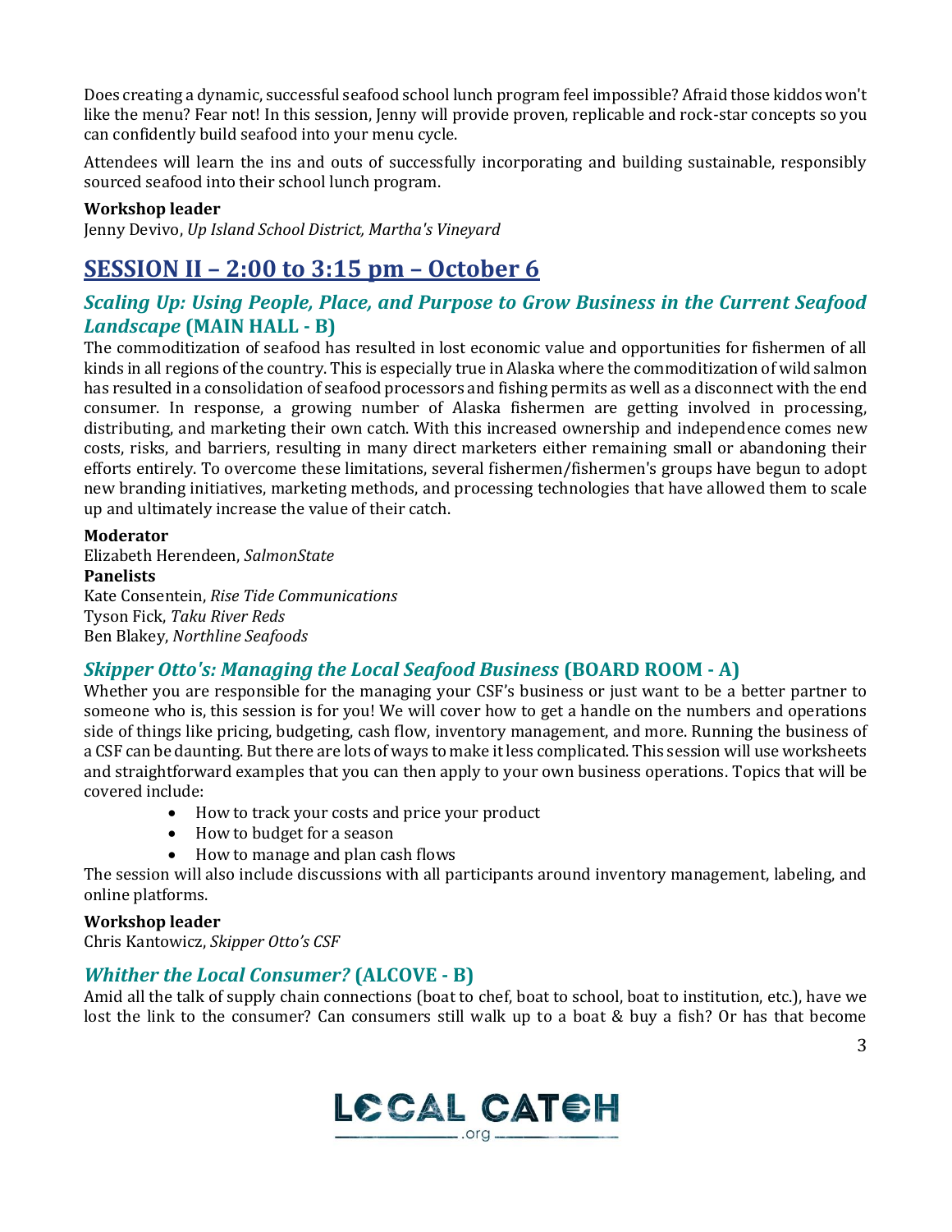Does creating a dynamic, successful seafood school lunch program feel impossible? Afraid those kiddos won't like the menu? Fear not! In this session, Jenny will provide proven, replicable and rock-star concepts so you can confidently build seafood into your menu cycle.

Attendees will learn the ins and outs of successfully incorporating and building sustainable, responsibly sourced seafood into their school lunch program.

**Workshop leader**
Jenny Devivo, *Up Island School District, Martha's Vineyard*

## SESSION II – 2:00 to 3:15 pm – October 6

### *Scaling Up: Using People, Place, and Purpose to Grow Business in the Current Seafood Landscape* (MAIN HALL - B)

The commoditization of seafood has resulted in lost economic value and opportunities for fishermen of all kinds in all regions of the country. This is especially true in Alaska where the commoditization of wild salmon has resulted in a consolidation of seafood processors and fishing permits as well as a disconnect with the end consumer. In response, a growing number of Alaska fishermen are getting involved in processing, distributing, and marketing their own catch. With this increased ownership and independence comes new costs, risks, and barriers, resulting in many direct marketers either remaining small or abandoning their efforts entirely. To overcome these limitations, several fishermen/fishermen's groups have begun to adopt new branding initiatives, marketing methods, and processing technologies that have allowed them to scale up and ultimately increase the value of their catch.

**Moderator**
Elizabeth Herendeen, *SalmonState*
**Panelists**
Kate Consentein, *Rise Tide Communications*
Tyson Fick, *Taku River Reds*
Ben Blakey, *Northline Seafoods*

### *Skipper Otto's: Managing the Local Seafood Business* (BOARD ROOM - A)

Whether you are responsible for the managing your CSF's business or just want to be a better partner to someone who is, this session is for you! We will cover how to get a handle on the numbers and operations side of things like pricing, budgeting, cash flow, inventory management, and more. Running the business of a CSF can be daunting. But there are lots of ways to make it less complicated. This session will use worksheets and straightforward examples that you can then apply to your own business operations. Topics that will be covered include:

- How to track your costs and price your product
- How to budget for a season
- How to manage and plan cash flows

The session will also include discussions with all participants around inventory management, labeling, and online platforms.

**Workshop leader**
Chris Kantowicz, *Skipper Otto's CSF*

### *Whither the Local Consumer?* (ALCOVE - B)

Amid all the talk of supply chain connections (boat to chef, boat to school, boat to institution, etc.), have we lost the link to the consumer? Can consumers still walk up to a boat & buy a fish? Or has that become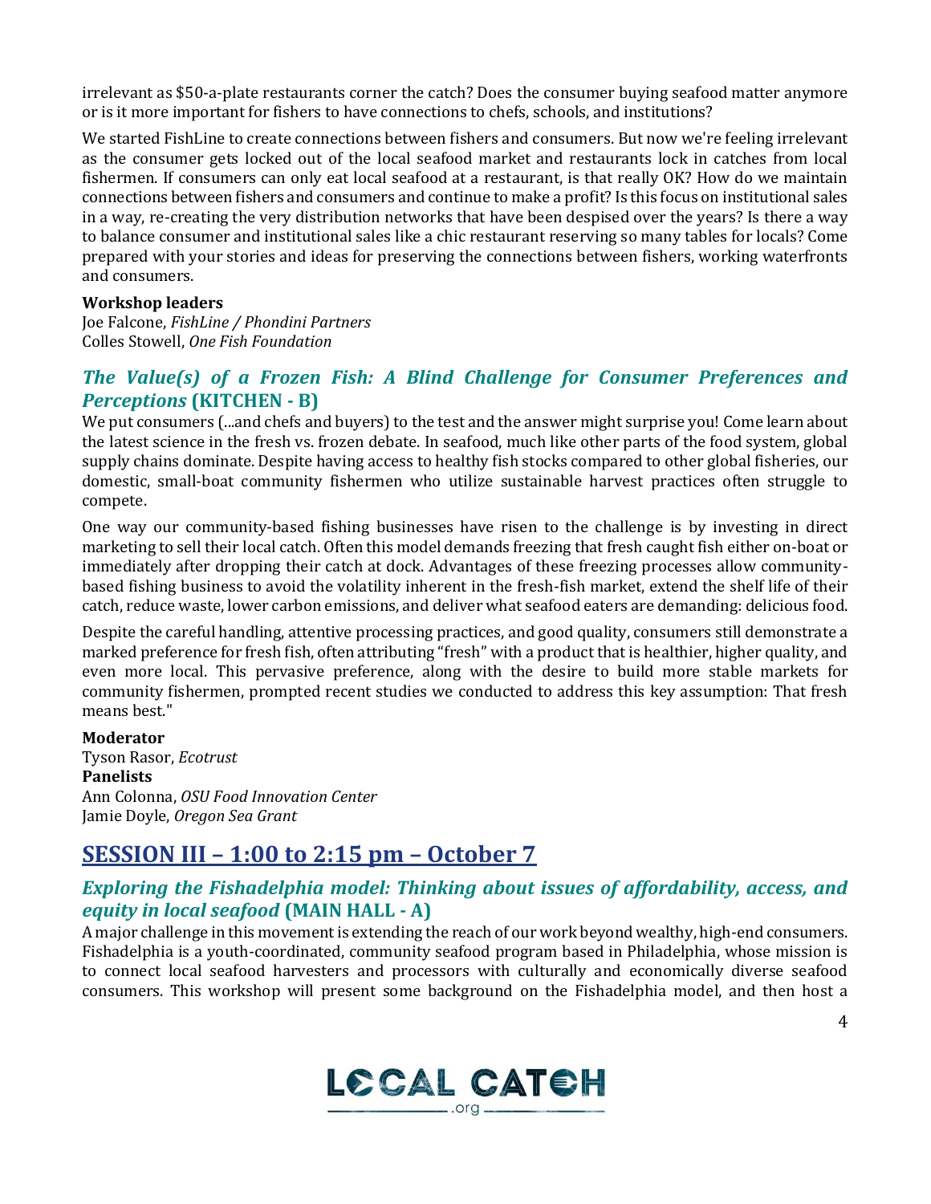irrelevant as $50-a-plate restaurants corner the catch? Does the consumer buying seafood matter anymore or is it more important for fishers to have connections to chefs, schools, and institutions?

We started FishLine to create connections between fishers and consumers. But now we're feeling irrelevant as the consumer gets locked out of the local seafood market and restaurants lock in catches from local fishermen. If consumers can only eat local seafood at a restaurant, is that really OK? How do we maintain connections between fishers and consumers and continue to make a profit? Is this focus on institutional sales in a way, re-creating the very distribution networks that have been despised over the years? Is there a way to balance consumer and institutional sales like a chic restaurant reserving so many tables for locals? Come prepared with your stories and ideas for preserving the connections between fishers, working waterfronts and consumers.

**Workshop leaders**
Joe Falcone, *FishLine / Phondini Partners*
Colles Stowell, *One Fish Foundation*

### *The Value(s) of a Frozen Fish: A Blind Challenge for Consumer Preferences and Perceptions* (KITCHEN - B)

We put consumers (...and chefs and buyers) to the test and the answer might surprise you! Come learn about the latest science in the fresh vs. frozen debate. In seafood, much like other parts of the food system, global supply chains dominate. Despite having access to healthy fish stocks compared to other global fisheries, our domestic, small-boat community fishermen who utilize sustainable harvest practices often struggle to compete.

One way our community-based fishing businesses have risen to the challenge is by investing in direct marketing to sell their local catch. Often this model demands freezing that fresh caught fish either on-boat or immediately after dropping their catch at dock. Advantages of these freezing processes allow community-based fishing business to avoid the volatility inherent in the fresh-fish market, extend the shelf life of their catch, reduce waste, lower carbon emissions, and deliver what seafood eaters are demanding: delicious food.

Despite the careful handling, attentive processing practices, and good quality, consumers still demonstrate a marked preference for fresh fish, often attributing "fresh" with a product that is healthier, higher quality, and even more local. This pervasive preference, along with the desire to build more stable markets for community fishermen, prompted recent studies we conducted to address this key assumption: That fresh means best."

**Moderator**
Tyson Rasor, *Ecotrust*
**Panelists**
Ann Colonna, *OSU Food Innovation Center*
Jamie Doyle, *Oregon Sea Grant*

## SESSION III – 1:00 to 2:15 pm – October 7

### *Exploring the Fishadelphia model: Thinking about issues of affordability, access, and equity in local seafood* (MAIN HALL - A)

A major challenge in this movement is extending the reach of our work beyond wealthy, high-end consumers. Fishadelphia is a youth-coordinated, community seafood program based in Philadelphia, whose mission is to connect local seafood harvesters and processors with culturally and economically diverse seafood consumers. This workshop will present some background on the Fishadelphia model, and then host a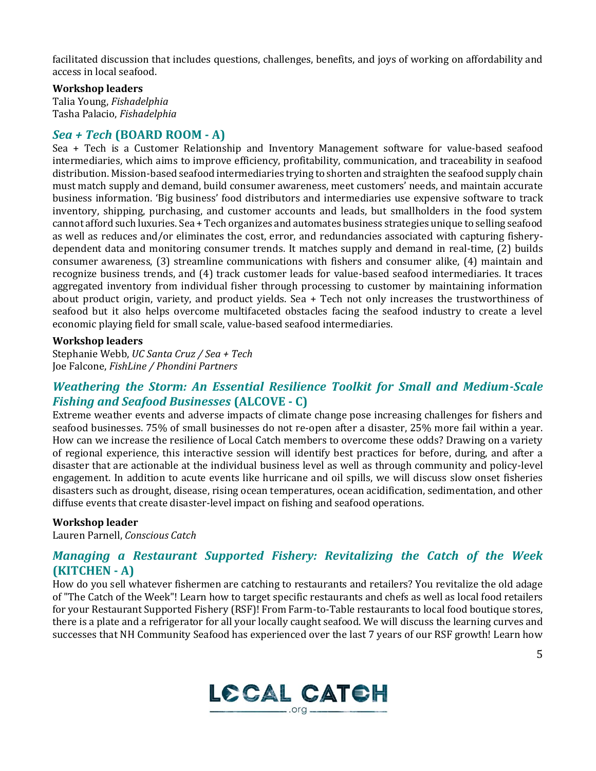facilitated discussion that includes questions, challenges, benefits, and joys of working on affordability and access in local seafood.

**Workshop leaders**
Talia Young, *Fishadelphia*
Tasha Palacio, *Fishadelphia*

## *Sea + Tech* (BOARD ROOM - A)

Sea + Tech is a Customer Relationship and Inventory Management software for value-based seafood intermediaries, which aims to improve efficiency, profitability, communication, and traceability in seafood distribution. Mission-based seafood intermediaries trying to shorten and straighten the seafood supply chain must match supply and demand, build consumer awareness, meet customers' needs, and maintain accurate business information. 'Big business' food distributors and intermediaries use expensive software to track inventory, shipping, purchasing, and customer accounts and leads, but smallholders in the food system cannot afford such luxuries. Sea + Tech organizes and automates business strategies unique to selling seafood as well as reduces and/or eliminates the cost, error, and redundancies associated with capturing fishery-dependent data and monitoring consumer trends. It matches supply and demand in real-time, (2) builds consumer awareness, (3) streamline communications with fishers and consumer alike, (4) maintain and recognize business trends, and (4) track customer leads for value-based seafood intermediaries. It traces aggregated inventory from individual fisher through processing to customer by maintaining information about product origin, variety, and product yields. Sea + Tech not only increases the trustworthiness of seafood but it also helps overcome multifaceted obstacles facing the seafood industry to create a level economic playing field for small scale, value-based seafood intermediaries.

**Workshop leaders**
Stephanie Webb, *UC Santa Cruz / Sea + Tech*
Joe Falcone, *FishLine / Phondini Partners*

## *Weathering the Storm: An Essential Resilience Toolkit for Small and Medium-Scale Fishing and Seafood Businesses* (ALCOVE - C)

Extreme weather events and adverse impacts of climate change pose increasing challenges for fishers and seafood businesses. 75% of small businesses do not re-open after a disaster, 25% more fail within a year. How can we increase the resilience of Local Catch members to overcome these odds? Drawing on a variety of regional experience, this interactive session will identify best practices for before, during, and after a disaster that are actionable at the individual business level as well as through community and policy-level engagement. In addition to acute events like hurricane and oil spills, we will discuss slow onset fisheries disasters such as drought, disease, rising ocean temperatures, ocean acidification, sedimentation, and other diffuse events that create disaster-level impact on fishing and seafood operations.

**Workshop leader**
Lauren Parnell, *Conscious Catch*

## *Managing a Restaurant Supported Fishery: Revitalizing the Catch of the Week* (KITCHEN - A)

How do you sell whatever fishermen are catching to restaurants and retailers? You revitalize the old adage of "The Catch of the Week"! Learn how to target specific restaurants and chefs as well as local food retailers for your Restaurant Supported Fishery (RSF)! From Farm-to-Table restaurants to local food boutique stores, there is a plate and a refrigerator for all your locally caught seafood. We will discuss the learning curves and successes that NH Community Seafood has experienced over the last 7 years of our RSF growth! Learn how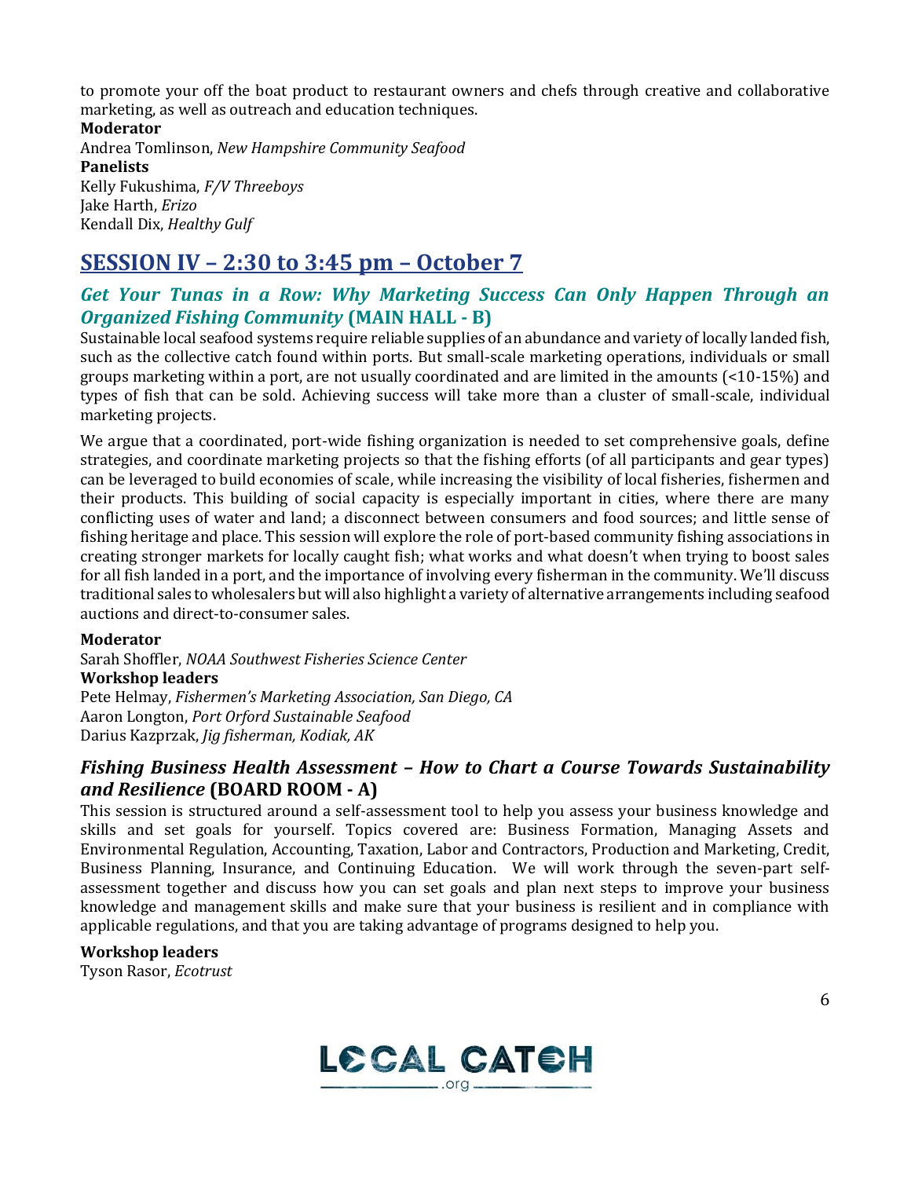to promote your off the boat product to restaurant owners and chefs through creative and collaborative marketing, as well as outreach and education techniques.

**Moderator**
Andrea Tomlinson, *New Hampshire Community Seafood*
**Panelists**
Kelly Fukushima, *F/V Threeboys*
Jake Harth, *Erizo*
Kendall Dix, *Healthy Gulf*

## SESSION IV – 2:30 to 3:45 pm – October 7

### *Get Your Tunas in a Row: Why Marketing Success Can Only Happen Through an Organized Fishing Community* (MAIN HALL - B)

Sustainable local seafood systems require reliable supplies of an abundance and variety of locally landed fish, such as the collective catch found within ports. But small-scale marketing operations, individuals or small groups marketing within a port, are not usually coordinated and are limited in the amounts (<10-15%) and types of fish that can be sold. Achieving success will take more than a cluster of small-scale, individual marketing projects.

We argue that a coordinated, port-wide fishing organization is needed to set comprehensive goals, define strategies, and coordinate marketing projects so that the fishing efforts (of all participants and gear types) can be leveraged to build economies of scale, while increasing the visibility of local fisheries, fishermen and their products. This building of social capacity is especially important in cities, where there are many conflicting uses of water and land; a disconnect between consumers and food sources; and little sense of fishing heritage and place. This session will explore the role of port-based community fishing associations in creating stronger markets for locally caught fish; what works and what doesn't when trying to boost sales for all fish landed in a port, and the importance of involving every fisherman in the community. We'll discuss traditional sales to wholesalers but will also highlight a variety of alternative arrangements including seafood auctions and direct-to-consumer sales.

**Moderator**
Sarah Shoffler, *NOAA Southwest Fisheries Science Center*
**Workshop leaders**
Pete Helmay, *Fishermen's Marketing Association, San Diego, CA*
Aaron Longton, *Port Orford Sustainable Seafood*
Darius Kazprzak, *Jig fisherman, Kodiak, AK*

### *Fishing Business Health Assessment – How to Chart a Course Towards Sustainability and Resilience* (BOARD ROOM - A)

This session is structured around a self-assessment tool to help you assess your business knowledge and skills and set goals for yourself. Topics covered are: Business Formation, Managing Assets and Environmental Regulation, Accounting, Taxation, Labor and Contractors, Production and Marketing, Credit, Business Planning, Insurance, and Continuing Education. We will work through the seven-part self-assessment together and discuss how you can set goals and plan next steps to improve your business knowledge and management skills and make sure that your business is resilient and in compliance with applicable regulations, and that you are taking advantage of programs designed to help you.

**Workshop leaders**
Tyson Rasor, *Ecotrust*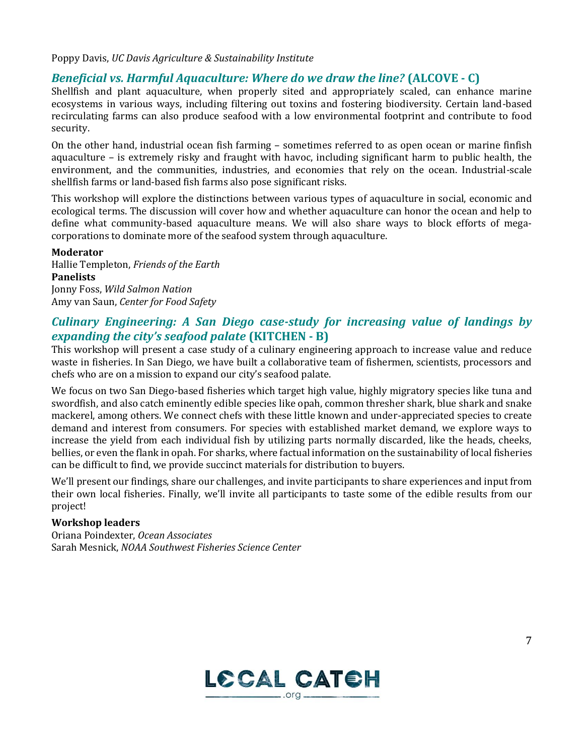Poppy Davis, *UC Davis Agriculture & Sustainability Institute*

### *Beneficial vs. Harmful Aquaculture: Where do we draw the line?* (ALCOVE - C)

Shellfish and plant aquaculture, when properly sited and appropriately scaled, can enhance marine ecosystems in various ways, including filtering out toxins and fostering biodiversity. Certain land-based recirculating farms can also produce seafood with a low environmental footprint and contribute to food security.

On the other hand, industrial ocean fish farming – sometimes referred to as open ocean or marine finfish aquaculture – is extremely risky and fraught with havoc, including significant harm to public health, the environment, and the communities, industries, and economies that rely on the ocean. Industrial-scale shellfish farms or land-based fish farms also pose significant risks.

This workshop will explore the distinctions between various types of aquaculture in social, economic and ecological terms. The discussion will cover how and whether aquaculture can honor the ocean and help to define what community-based aquaculture means. We will also share ways to block efforts of mega-corporations to dominate more of the seafood system through aquaculture.

**Moderator**
Hallie Templeton, *Friends of the Earth*
**Panelists**
Jonny Foss, *Wild Salmon Nation*
Amy van Saun, *Center for Food Safety*

### *Culinary Engineering: A San Diego case-study for increasing value of landings by expanding the city's seafood palate* (KITCHEN - B)

This workshop will present a case study of a culinary engineering approach to increase value and reduce waste in fisheries. In San Diego, we have built a collaborative team of fishermen, scientists, processors and chefs who are on a mission to expand our city's seafood palate.

We focus on two San Diego-based fisheries which target high value, highly migratory species like tuna and swordfish, and also catch eminently edible species like opah, common thresher shark, blue shark and snake mackerel, among others. We connect chefs with these little known and under-appreciated species to create demand and interest from consumers. For species with established market demand, we explore ways to increase the yield from each individual fish by utilizing parts normally discarded, like the heads, cheeks, bellies, or even the flank in opah. For sharks, where factual information on the sustainability of local fisheries can be difficult to find, we provide succinct materials for distribution to buyers.

We'll present our findings, share our challenges, and invite participants to share experiences and input from their own local fisheries. Finally, we'll invite all participants to taste some of the edible results from our project!

**Workshop leaders**
Oriana Poindexter, *Ocean Associates*
Sarah Mesnick, *NOAA Southwest Fisheries Science Center*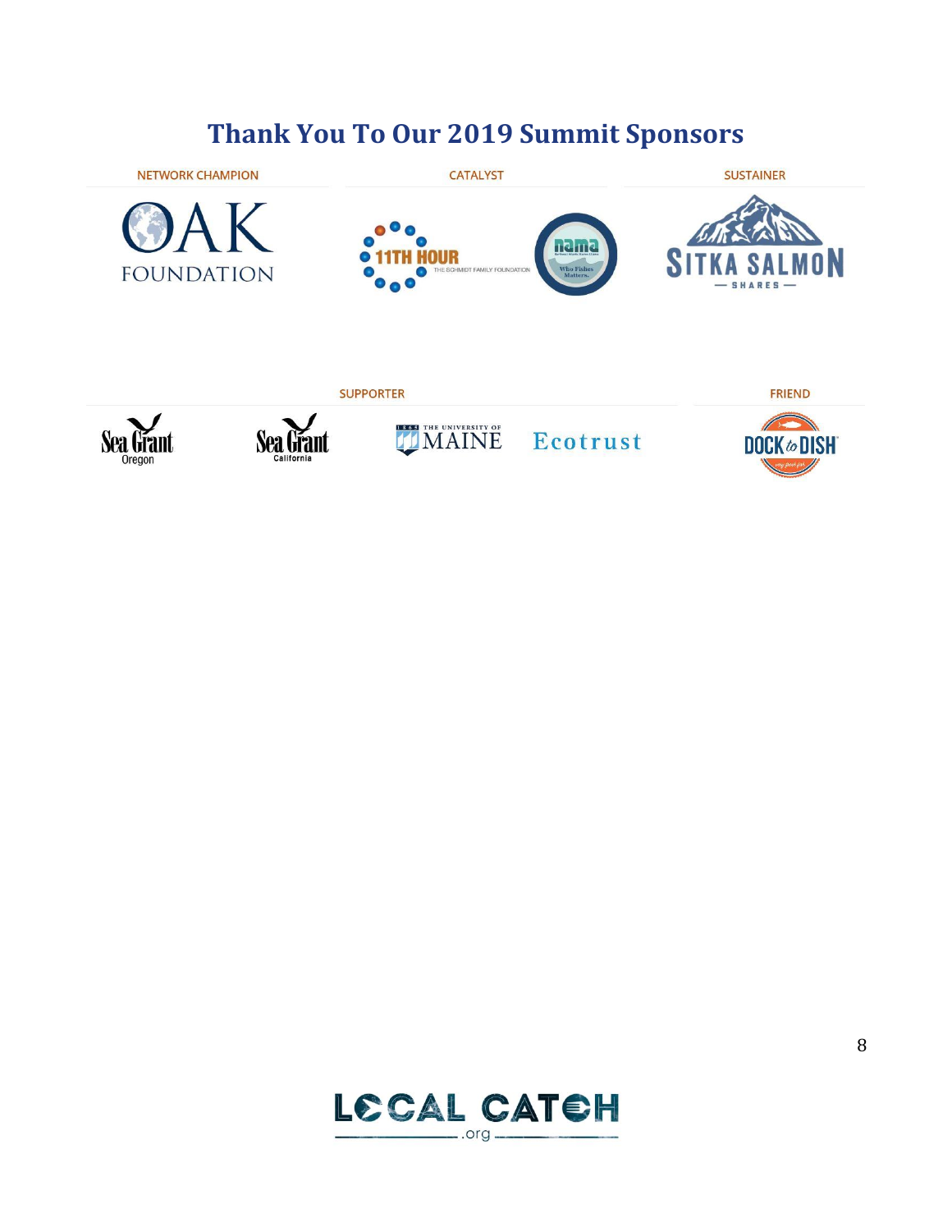## Thank You To Our 2019 Summit Sponsors

NETWORK CHAMPION

OAK FOUNDATION

CATALYST

11TH HOUR THE SCHMIDT FAMILY FOUNDATION

nama Who Fishes Matters.

SUSTAINER

SITKA SALMON SHARES

SUPPORTER

Sea Grant Oregon

Sea Grant California

THE UNIVERSITY OF MAINE

Ecotrust

FRIEND

DOCK to DISH